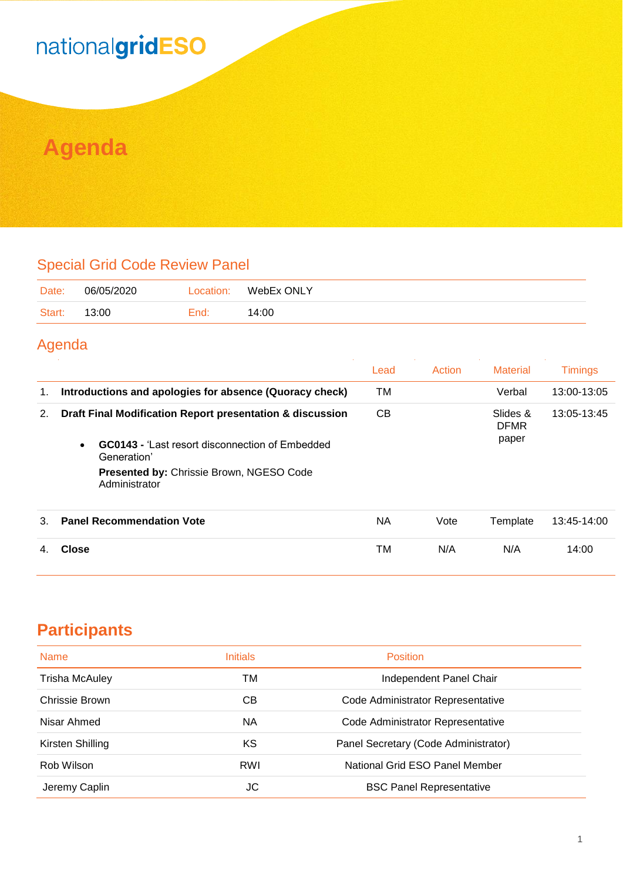nationalgridESO

# Agenda

## Special Grid Code Review Panel

| Date: | 06/05/2020 | Location: | WebEx ONLY |
|---|---|---|---|
| Start: | 13:00 | End: | 14:00 |

## Agenda

| | | Lead | Action | Material | Timings |
|---|---|---|---|---|---|
| 1. | **Introductions and apologies for absence (Quoracy check)** | TM | | Verbal | 13:00-13:05 |
| 2. | **Draft Final Modification Report presentation & discussion**<br>• **GC0143 -** 'Last resort disconnection of Embedded Generation'<br>**Presented by:** Chrissie Brown, NGESO Code Administrator | CB | | Slides & DFMR paper | 13:05-13:45 |
| 3. | **Panel Recommendation Vote** | NA | Vote | Template | 13:45-14:00 |
| 4. | **Close** | TM | N/A | N/A | 14:00 |

# Participants

| Name | Initials | Position |
|---|---|---|
| Trisha McAuley | TM | Independent Panel Chair |
| Chrissie Brown | CB | Code Administrator Representative |
| Nisar Ahmed | NA | Code Administrator Representative |
| Kirsten Shilling | KS | Panel Secretary (Code Administrator) |
| Rob Wilson | RWI | National Grid ESO Panel Member |
| Jeremy Caplin | JC | BSC Panel Representative |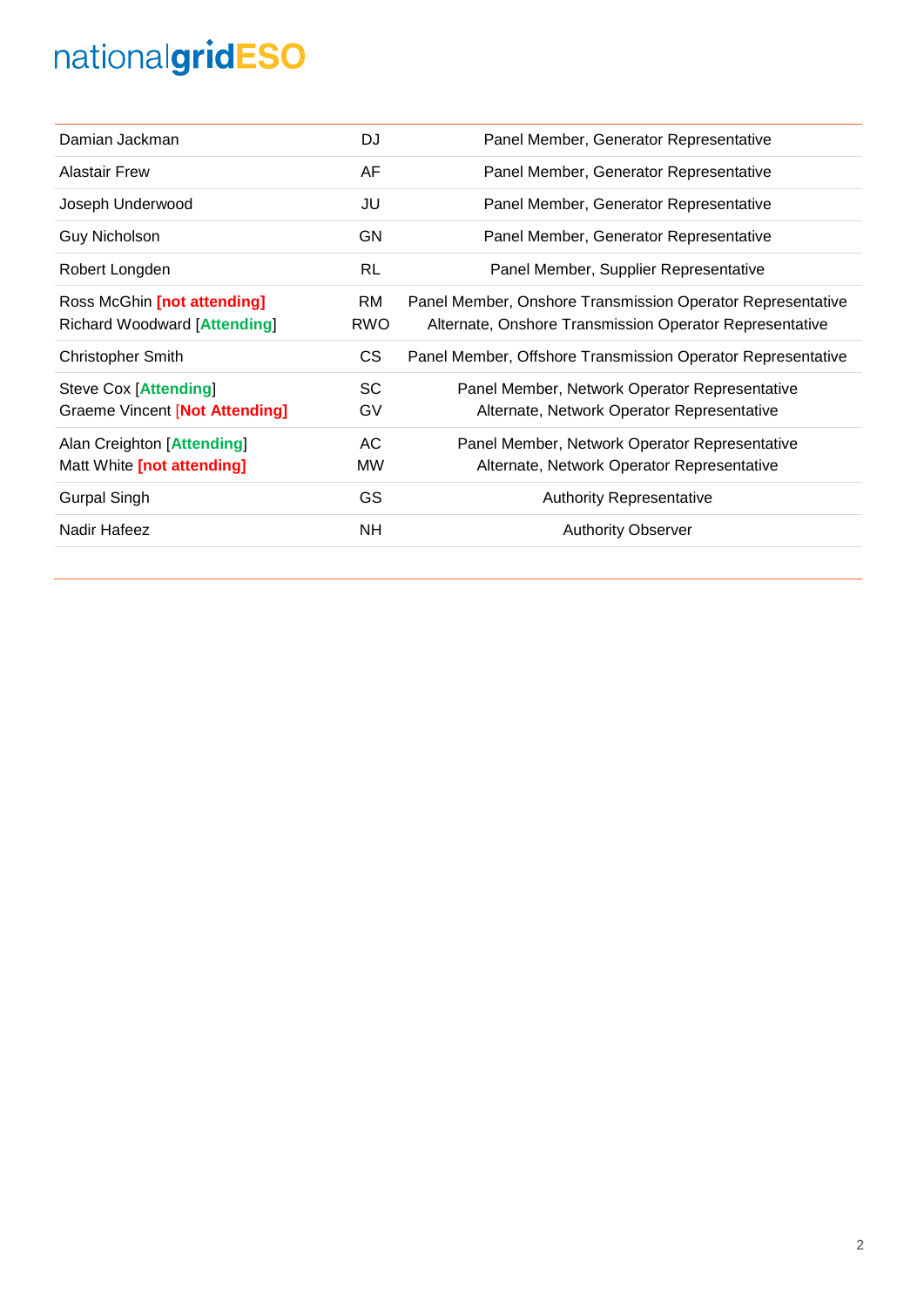| | | |
|---|---|---|
| Damian Jackman | DJ | Panel Member, Generator Representative |
| Alastair Frew | AF | Panel Member, Generator Representative |
| Joseph Underwood | JU | Panel Member, Generator Representative |
| Guy Nicholson | GN | Panel Member, Generator Representative |
| Robert Longden | RL | Panel Member, Supplier Representative |
| Ross McGhin **[not attending]**<br>Richard Woodward [**Attending**] | RM<br>RWO | Panel Member, Onshore Transmission Operator Representative<br>Alternate, Onshore Transmission Operator Representative |
| Christopher Smith | CS | Panel Member, Offshore Transmission Operator Representative |
| Steve Cox [**Attending**]<br>Graeme Vincent [**Not Attending]** | SC<br>GV | Panel Member, Network Operator Representative<br>Alternate, Network Operator Representative |
| Alan Creighton [**Attending**]<br>Matt White **[not attending]** | AC<br>MW | Panel Member, Network Operator Representative<br>Alternate, Network Operator Representative |
| Gurpal Singh | GS | Authority Representative |
| Nadir Hafeez | NH | Authority Observer |